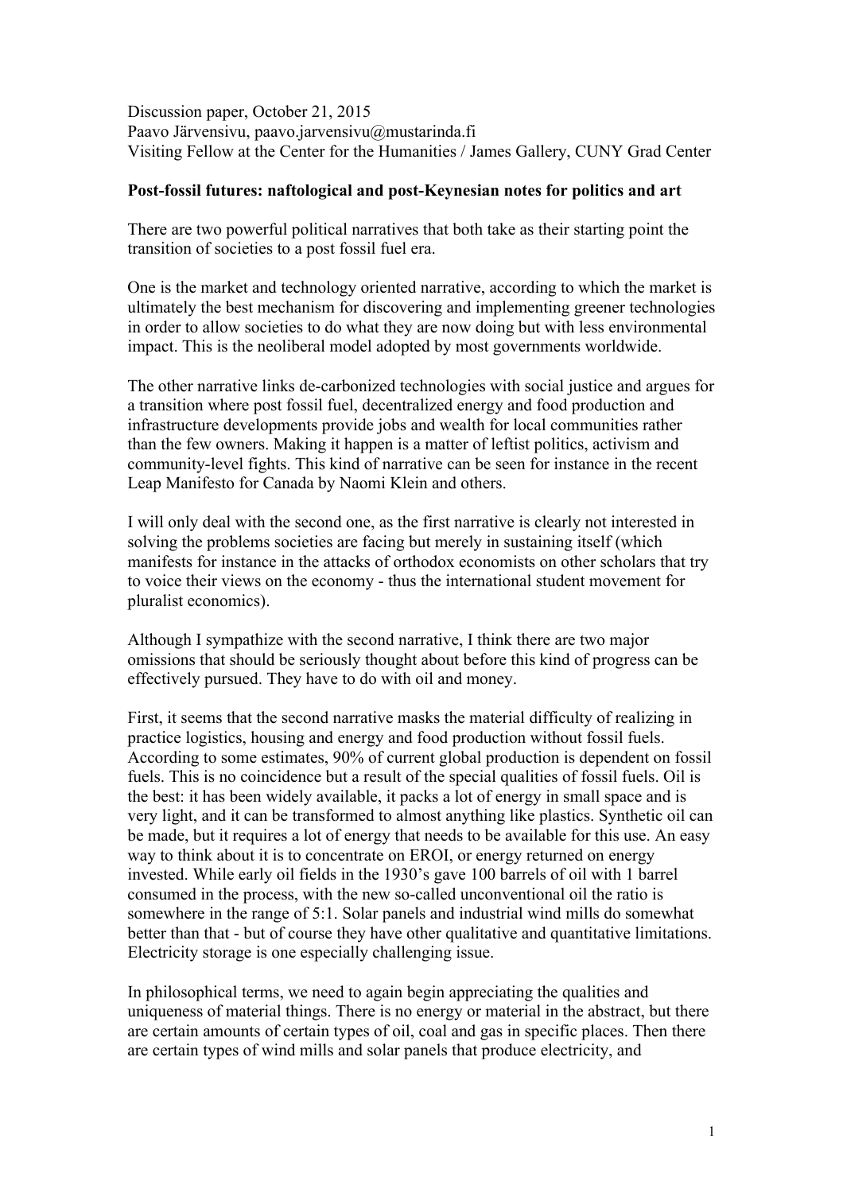Discussion paper, October 21, 2015
Paavo Järvensivu, paavo.jarvensivu@mustarinda.fi
Visiting Fellow at the Center for the Humanities / James Gallery, CUNY Grad Center

**Post-fossil futures: naftological and post-Keynesian notes for politics and art**

There are two powerful political narratives that both take as their starting point the transition of societies to a post fossil fuel era.

One is the market and technology oriented narrative, according to which the market is ultimately the best mechanism for discovering and implementing greener technologies in order to allow societies to do what they are now doing but with less environmental impact. This is the neoliberal model adopted by most governments worldwide.

The other narrative links de-carbonized technologies with social justice and argues for a transition where post fossil fuel, decentralized energy and food production and infrastructure developments provide jobs and wealth for local communities rather than the few owners. Making it happen is a matter of leftist politics, activism and community-level fights. This kind of narrative can be seen for instance in the recent Leap Manifesto for Canada by Naomi Klein and others.

I will only deal with the second one, as the first narrative is clearly not interested in solving the problems societies are facing but merely in sustaining itself (which manifests for instance in the attacks of orthodox economists on other scholars that try to voice their views on the economy - thus the international student movement for pluralist economics).

Although I sympathize with the second narrative, I think there are two major omissions that should be seriously thought about before this kind of progress can be effectively pursued. They have to do with oil and money.

First, it seems that the second narrative masks the material difficulty of realizing in practice logistics, housing and energy and food production without fossil fuels. According to some estimates, 90% of current global production is dependent on fossil fuels. This is no coincidence but a result of the special qualities of fossil fuels. Oil is the best: it has been widely available, it packs a lot of energy in small space and is very light, and it can be transformed to almost anything like plastics. Synthetic oil can be made, but it requires a lot of energy that needs to be available for this use. An easy way to think about it is to concentrate on EROI, or energy returned on energy invested. While early oil fields in the 1930's gave 100 barrels of oil with 1 barrel consumed in the process, with the new so-called unconventional oil the ratio is somewhere in the range of 5:1. Solar panels and industrial wind mills do somewhat better than that - but of course they have other qualitative and quantitative limitations. Electricity storage is one especially challenging issue.

In philosophical terms, we need to again begin appreciating the qualities and uniqueness of material things. There is no energy or material in the abstract, but there are certain amounts of certain types of oil, coal and gas in specific places. Then there are certain types of wind mills and solar panels that produce electricity, and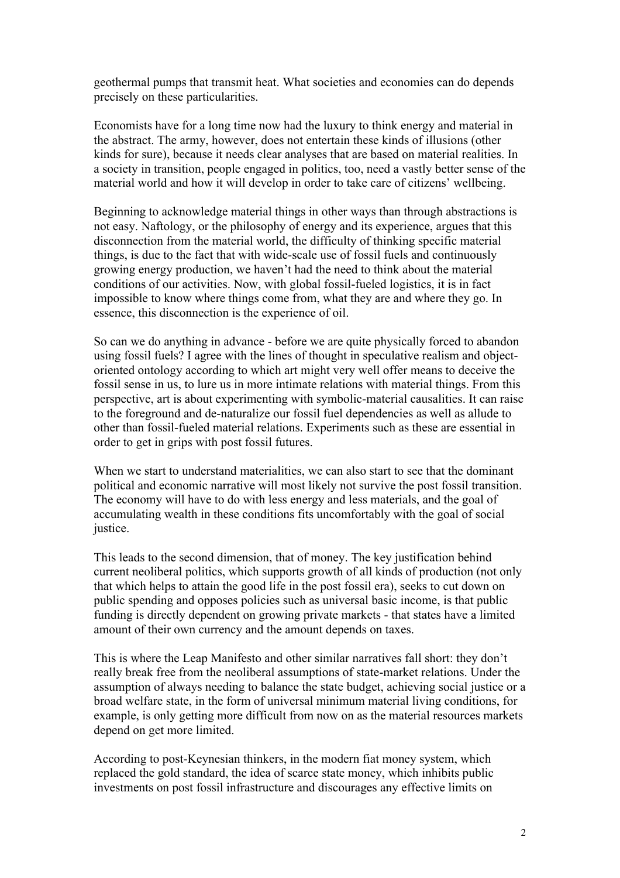geothermal pumps that transmit heat. What societies and economies can do depends precisely on these particularities.

Economists have for a long time now had the luxury to think energy and material in the abstract. The army, however, does not entertain these kinds of illusions (other kinds for sure), because it needs clear analyses that are based on material realities. In a society in transition, people engaged in politics, too, need a vastly better sense of the material world and how it will develop in order to take care of citizens' wellbeing.

Beginning to acknowledge material things in other ways than through abstractions is not easy. Naftology, or the philosophy of energy and its experience, argues that this disconnection from the material world, the difficulty of thinking specific material things, is due to the fact that with wide-scale use of fossil fuels and continuously growing energy production, we haven't had the need to think about the material conditions of our activities. Now, with global fossil-fueled logistics, it is in fact impossible to know where things come from, what they are and where they go. In essence, this disconnection is the experience of oil.

So can we do anything in advance - before we are quite physically forced to abandon using fossil fuels? I agree with the lines of thought in speculative realism and object-oriented ontology according to which art might very well offer means to deceive the fossil sense in us, to lure us in more intimate relations with material things. From this perspective, art is about experimenting with symbolic-material causalities. It can raise to the foreground and de-naturalize our fossil fuel dependencies as well as allude to other than fossil-fueled material relations. Experiments such as these are essential in order to get in grips with post fossil futures.

When we start to understand materialities, we can also start to see that the dominant political and economic narrative will most likely not survive the post fossil transition. The economy will have to do with less energy and less materials, and the goal of accumulating wealth in these conditions fits uncomfortably with the goal of social justice.

This leads to the second dimension, that of money. The key justification behind current neoliberal politics, which supports growth of all kinds of production (not only that which helps to attain the good life in the post fossil era), seeks to cut down on public spending and opposes policies such as universal basic income, is that public funding is directly dependent on growing private markets - that states have a limited amount of their own currency and the amount depends on taxes.

This is where the Leap Manifesto and other similar narratives fall short: they don't really break free from the neoliberal assumptions of state-market relations. Under the assumption of always needing to balance the state budget, achieving social justice or a broad welfare state, in the form of universal minimum material living conditions, for example, is only getting more difficult from now on as the material resources markets depend on get more limited.

According to post-Keynesian thinkers, in the modern fiat money system, which replaced the gold standard, the idea of scarce state money, which inhibits public investments on post fossil infrastructure and discourages any effective limits on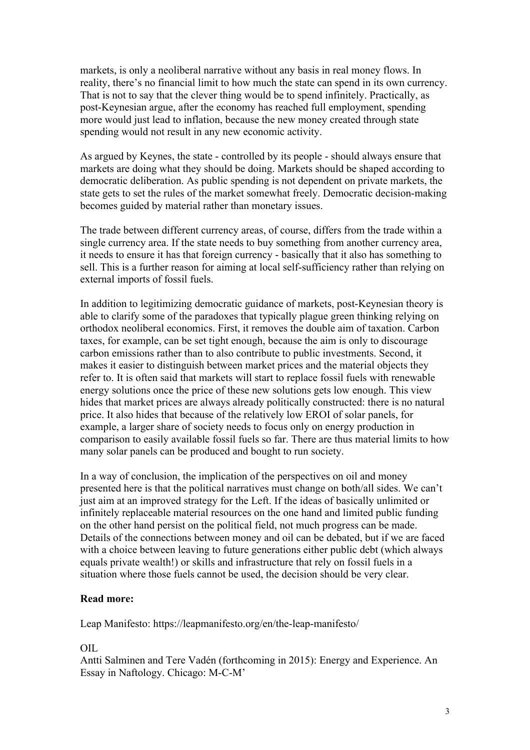markets, is only a neoliberal narrative without any basis in real money flows. In reality, there's no financial limit to how much the state can spend in its own currency. That is not to say that the clever thing would be to spend infinitely. Practically, as post-Keynesian argue, after the economy has reached full employment, spending more would just lead to inflation, because the new money created through state spending would not result in any new economic activity.

As argued by Keynes, the state - controlled by its people - should always ensure that markets are doing what they should be doing. Markets should be shaped according to democratic deliberation. As public spending is not dependent on private markets, the state gets to set the rules of the market somewhat freely. Democratic decision-making becomes guided by material rather than monetary issues.

The trade between different currency areas, of course, differs from the trade within a single currency area. If the state needs to buy something from another currency area, it needs to ensure it has that foreign currency - basically that it also has something to sell. This is a further reason for aiming at local self-sufficiency rather than relying on external imports of fossil fuels.

In addition to legitimizing democratic guidance of markets, post-Keynesian theory is able to clarify some of the paradoxes that typically plague green thinking relying on orthodox neoliberal economics. First, it removes the double aim of taxation. Carbon taxes, for example, can be set tight enough, because the aim is only to discourage carbon emissions rather than to also contribute to public investments. Second, it makes it easier to distinguish between market prices and the material objects they refer to. It is often said that markets will start to replace fossil fuels with renewable energy solutions once the price of these new solutions gets low enough. This view hides that market prices are always already politically constructed: there is no natural price. It also hides that because of the relatively low EROI of solar panels, for example, a larger share of society needs to focus only on energy production in comparison to easily available fossil fuels so far. There are thus material limits to how many solar panels can be produced and bought to run society.

In a way of conclusion, the implication of the perspectives on oil and money presented here is that the political narratives must change on both/all sides. We can't just aim at an improved strategy for the Left. If the ideas of basically unlimited or infinitely replaceable material resources on the one hand and limited public funding on the other hand persist on the political field, not much progress can be made. Details of the connections between money and oil can be debated, but if we are faced with a choice between leaving to future generations either public debt (which always equals private wealth!) or skills and infrastructure that rely on fossil fuels in a situation where those fuels cannot be used, the decision should be very clear.

**Read more:**

Leap Manifesto: https://leapmanifesto.org/en/the-leap-manifesto/

OIL

Antti Salminen and Tere Vadén (forthcoming in 2015): Energy and Experience. An Essay in Naftology. Chicago: M-C-M'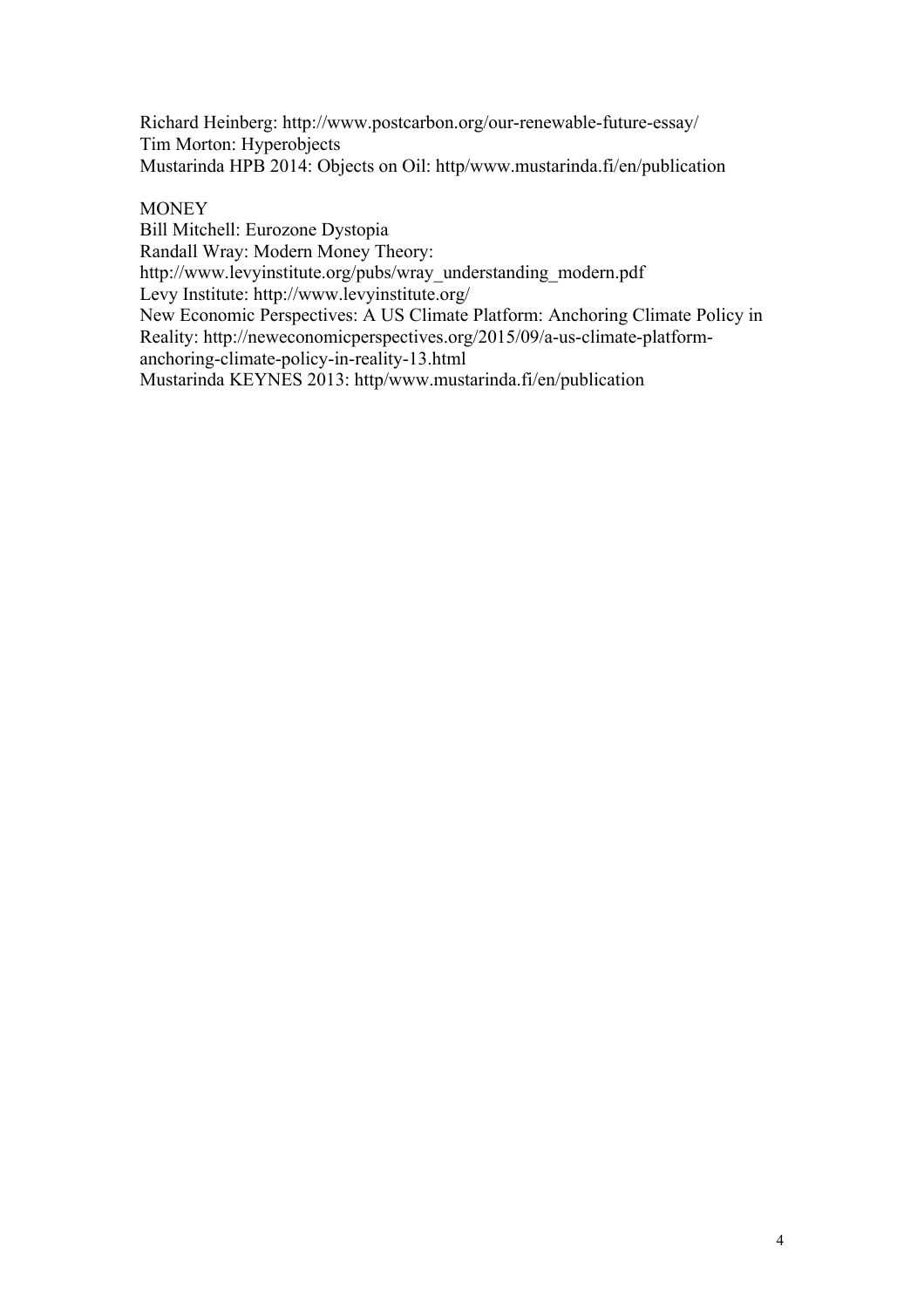Richard Heinberg: http://www.postcarbon.org/our-renewable-future-essay/
Tim Morton: Hyperobjects
Mustarinda HPB 2014: Objects on Oil: http/www.mustarinda.fi/en/publication

MONEY
Bill Mitchell: Eurozone Dystopia
Randall Wray: Modern Money Theory:
http://www.levyinstitute.org/pubs/wray_understanding_modern.pdf
Levy Institute: http://www.levyinstitute.org/
New Economic Perspectives: A US Climate Platform: Anchoring Climate Policy in Reality: http://neweconomicperspectives.org/2015/09/a-us-climate-platform-anchoring-climate-policy-in-reality-13.html
Mustarinda KEYNES 2013: http/www.mustarinda.fi/en/publication